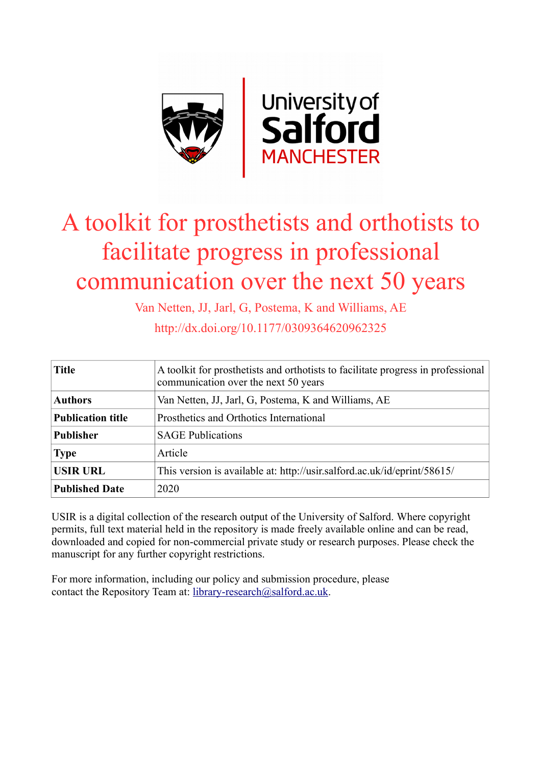# A toolkit for prosthetists and orthotists to facilitate progress in professional communication over the next 50 years

Van Netten, JJ, Jarl, G, Postema, K and Williams, AE

http://dx.doi.org/10.1177/0309364620962325

| **Title** | A toolkit for prosthetists and orthotists to facilitate progress in professional communication over the next 50 years |
|---|---|
| **Authors** | Van Netten, JJ, Jarl, G, Postema, K and Williams, AE |
| **Publication title** | Prosthetics and Orthotics International |
| **Publisher** | SAGE Publications |
| **Type** | Article |
| **USIR URL** | This version is available at: http://usir.salford.ac.uk/id/eprint/58615/ |
| **Published Date** | 2020 |

USIR is a digital collection of the research output of the University of Salford. Where copyright permits, full text material held in the repository is made freely available online and can be read, downloaded and copied for non-commercial private study or research purposes. Please check the manuscript for any further copyright restrictions.

For more information, including our policy and submission procedure, please contact the Repository Team at: library-research@salford.ac.uk.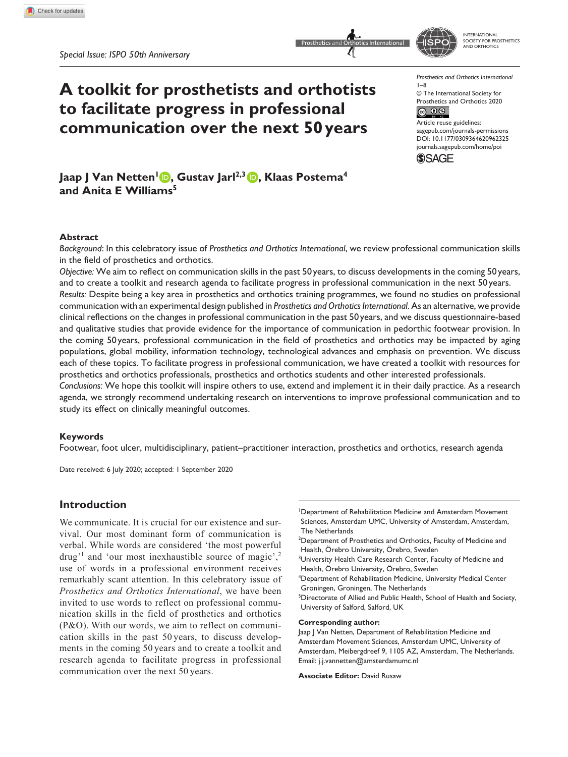Special Issue: ISPO 50th Anniversary

# A toolkit for prosthetists and orthotists to facilitate progress in professional communication over the next 50 years

Prosthetics and Orthotics International
1–8
© The International Society for Prosthetics and Orthotics 2020
Article reuse guidelines: sagepub.com/journals-permissions
DOI: 10.1177/0309364620962325
journals.sagepub.com/home/poi

**Jaap J Van Netten[1], Gustav Jarl[2,3], Klaas Postema[4] and Anita E Williams[5]**

### Abstract

*Background*: In this celebratory issue of *Prosthetics and Orthotics International*, we review professional communication skills in the field of prosthetics and orthotics.

*Objective:* We aim to reflect on communication skills in the past 50 years, to discuss developments in the coming 50 years, and to create a toolkit and research agenda to facilitate progress in professional communication in the next 50 years.

*Results:* Despite being a key area in prosthetics and orthotics training programmes, we found no studies on professional communication with an experimental design published in *Prosthetics and Orthotics International*. As an alternative, we provide clinical reflections on the changes in professional communication in the past 50 years, and we discuss questionnaire-based and qualitative studies that provide evidence for the importance of communication in pedorthic footwear provision. In the coming 50 years, professional communication in the field of prosthetics and orthotics may be impacted by aging populations, global mobility, information technology, technological advances and emphasis on prevention. We discuss each of these topics. To facilitate progress in professional communication, we have created a toolkit with resources for prosthetics and orthotics professionals, prosthetics and orthotics students and other interested professionals.

*Conclusions:* We hope this toolkit will inspire others to use, extend and implement it in their daily practice. As a research agenda, we strongly recommend undertaking research on interventions to improve professional communication and to study its effect on clinically meaningful outcomes.

### Keywords

Footwear, foot ulcer, multidisciplinary, patient–practitioner interaction, prosthetics and orthotics, research agenda

Date received: 6 July 2020; accepted: 1 September 2020

## Introduction

We communicate. It is crucial for our existence and survival. Our most dominant form of communication is verbal. While words are considered 'the most powerful drug'[1] and 'our most inexhaustible source of magic',[2] use of words in a professional environment receives remarkably scant attention. In this celebratory issue of *Prosthetics and Orthotics International*, we have been invited to use words to reflect on professional communication skills in the field of prosthetics and orthotics (P&O). With our words, we aim to reflect on communication skills in the past 50 years, to discuss developments in the coming 50 years and to create a toolkit and research agenda to facilitate progress in professional communication over the next 50 years.

[1]Department of Rehabilitation Medicine and Amsterdam Movement Sciences, Amsterdam UMC, University of Amsterdam, Amsterdam, The Netherlands
[2]Department of Prosthetics and Orthotics, Faculty of Medicine and Health, Örebro University, Örebro, Sweden
[3]University Health Care Research Center, Faculty of Medicine and Health, Örebro University, Örebro, Sweden
[4]Department of Rehabilitation Medicine, University Medical Center Groningen, Groningen, The Netherlands
[5]Directorate of Allied and Public Health, School of Health and Society, University of Salford, Salford, UK

**Corresponding author:**
Jaap J Van Netten, Department of Rehabilitation Medicine and Amsterdam Movement Sciences, Amsterdam UMC, University of Amsterdam, Meibergdreef 9, 1105 AZ, Amsterdam, The Netherlands.
Email: j.j.vannetten@amsterdamumc.nl

**Associate Editor:** David Rusaw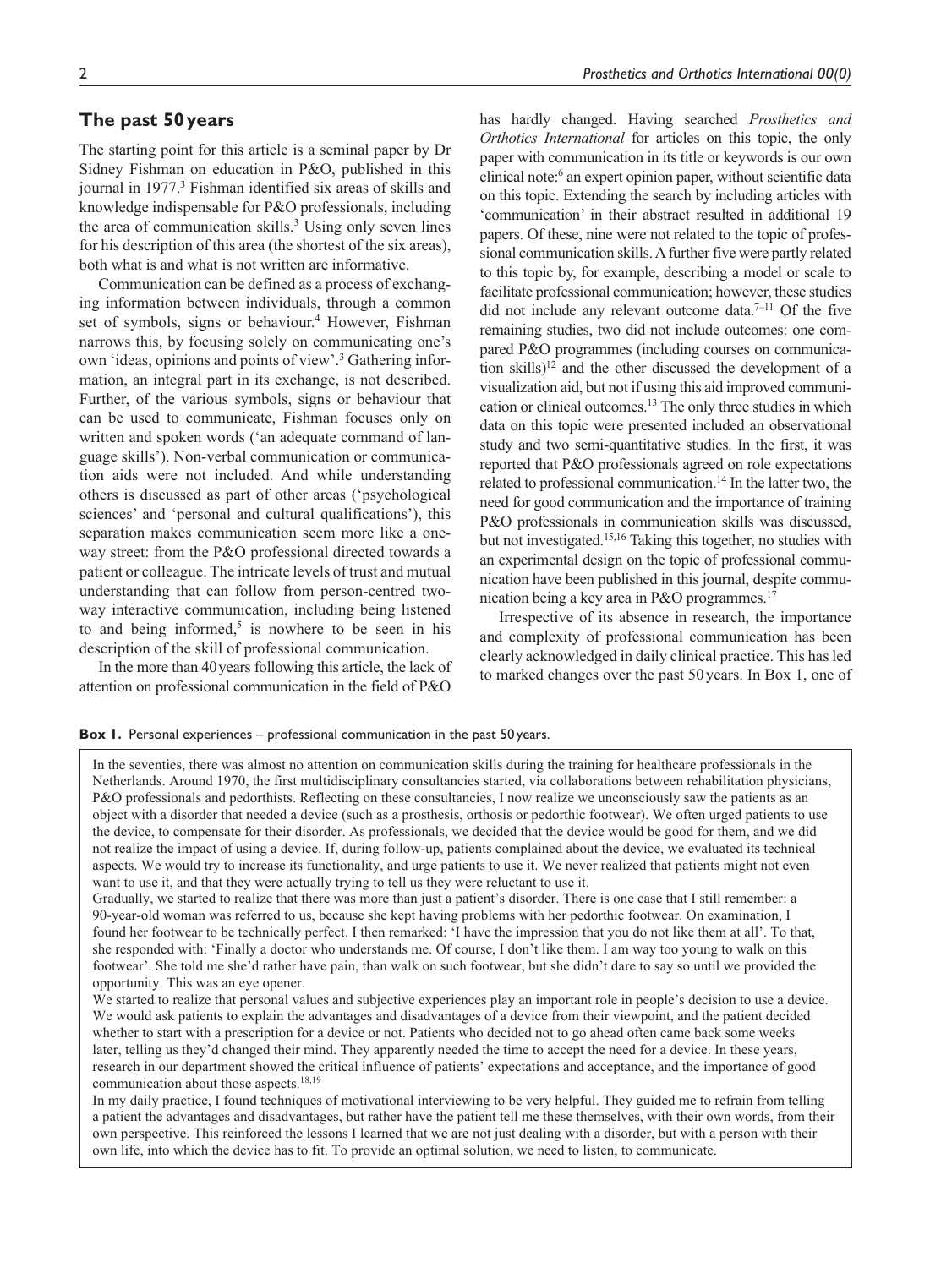## The past 50 years

The starting point for this article is a seminal paper by Dr Sidney Fishman on education in P&O, published in this journal in 1977.[3] Fishman identified six areas of skills and knowledge indispensable for P&O professionals, including the area of communication skills.[3] Using only seven lines for his description of this area (the shortest of the six areas), both what is and what is not written are informative.

Communication can be defined as a process of exchanging information between individuals, through a common set of symbols, signs or behaviour.[4] However, Fishman narrows this, by focusing solely on communicating one's own 'ideas, opinions and points of view'.[3] Gathering information, an integral part in its exchange, is not described. Further, of the various symbols, signs or behaviour that can be used to communicate, Fishman focuses only on written and spoken words ('an adequate command of language skills'). Non-verbal communication or communication aids were not included. And while understanding others is discussed as part of other areas ('psychological sciences' and 'personal and cultural qualifications'), this separation makes communication seem more like a one-way street: from the P&O professional directed towards a patient or colleague. The intricate levels of trust and mutual understanding that can follow from person-centred two-way interactive communication, including being listened to and being informed,[5] is nowhere to be seen in his description of the skill of professional communication.

In the more than 40 years following this article, the lack of attention on professional communication in the field of P&O has hardly changed. Having searched *Prosthetics and Orthotics International* for articles on this topic, the only paper with communication in its title or keywords is our own clinical note:[6] an expert opinion paper, without scientific data on this topic. Extending the search by including articles with 'communication' in their abstract resulted in additional 19 papers. Of these, nine were not related to the topic of professional communication skills. A further five were partly related to this topic by, for example, describing a model or scale to facilitate professional communication; however, these studies did not include any relevant outcome data.[7–11] Of the five remaining studies, two did not include outcomes: one compared P&O programmes (including courses on communication skills)[12] and the other discussed the development of a visualization aid, but not if using this aid improved communication or clinical outcomes.[13] The only three studies in which data on this topic were presented included an observational study and two semi-quantitative studies. In the first, it was reported that P&O professionals agreed on role expectations related to professional communication.[14] In the latter two, the need for good communication and the importance of training P&O professionals in communication skills was discussed, but not investigated.[15,16] Taking this together, no studies with an experimental design on the topic of professional communication have been published in this journal, despite communication being a key area in P&O programmes.[17]

Irrespective of its absence in research, the importance and complexity of professional communication has been clearly acknowledged in daily clinical practice. This has led to marked changes over the past 50 years. In Box 1, one of

**Box 1.** Personal experiences – professional communication in the past 50 years.

In the seventies, there was almost no attention on communication skills during the training for healthcare professionals in the Netherlands. Around 1970, the first multidisciplinary consultancies started, via collaborations between rehabilitation physicians, P&O professionals and pedorthists. Reflecting on these consultancies, I now realize we unconsciously saw the patients as an object with a disorder that needed a device (such as a prosthesis, orthosis or pedorthic footwear). We often urged patients to use the device, to compensate for their disorder. As professionals, we decided that the device would be good for them, and we did not realize the impact of using a device. If, during follow-up, patients complained about the device, we evaluated its technical aspects. We would try to increase its functionality, and urge patients to use it. We never realized that patients might not even want to use it, and that they were actually trying to tell us they were reluctant to use it.

Gradually, we started to realize that there was more than just a patient's disorder. There is one case that I still remember: a 90-year-old woman was referred to us, because she kept having problems with her pedorthic footwear. On examination, I found her footwear to be technically perfect. I then remarked: 'I have the impression that you do not like them at all'. To that, she responded with: 'Finally a doctor who understands me. Of course, I don't like them. I am way too young to walk on this footwear'. She told me she'd rather have pain, than walk on such footwear, but she didn't dare to say so until we provided the opportunity. This was an eye opener.

We started to realize that personal values and subjective experiences play an important role in people's decision to use a device. We would ask patients to explain the advantages and disadvantages of a device from their viewpoint, and the patient decided whether to start with a prescription for a device or not. Patients who decided not to go ahead often came back some weeks later, telling us they'd changed their mind. They apparently needed the time to accept the need for a device. In these years, research in our department showed the critical influence of patients' expectations and acceptance, and the importance of good communication about those aspects.[18,19]

In my daily practice, I found techniques of motivational interviewing to be very helpful. They guided me to refrain from telling a patient the advantages and disadvantages, but rather have the patient tell me these themselves, with their own words, from their own perspective. This reinforced the lessons I learned that we are not just dealing with a disorder, but with a person with their own life, into which the device has to fit. To provide an optimal solution, we need to listen, to communicate.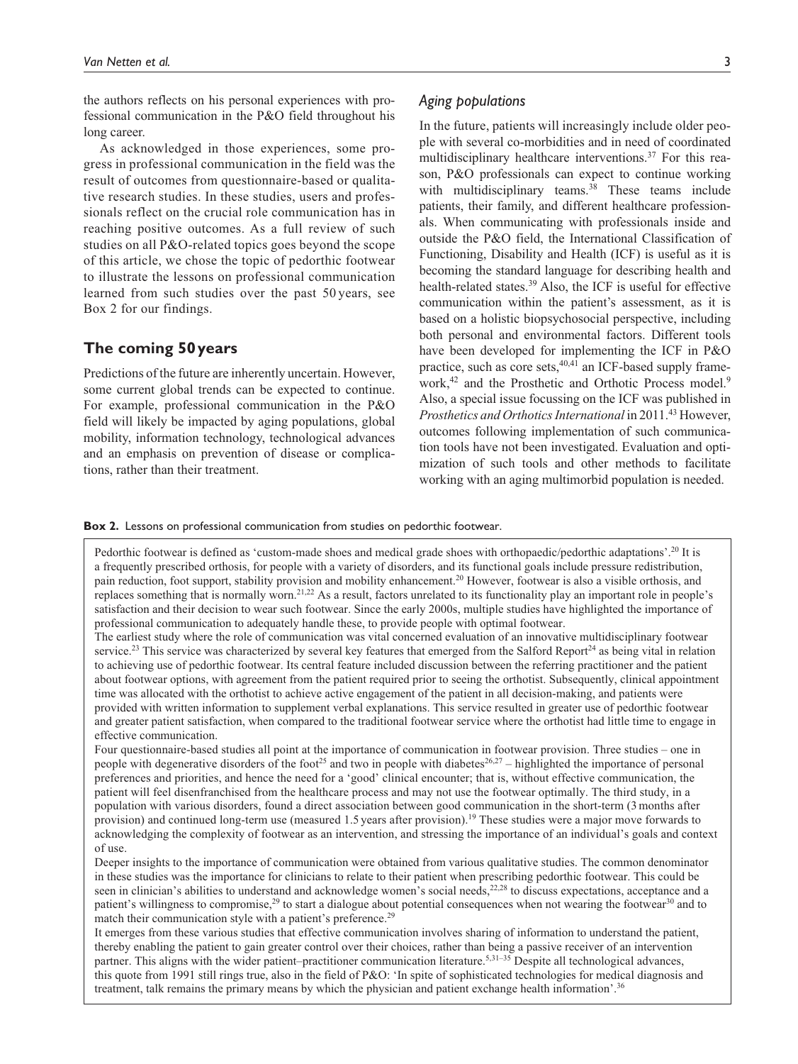the authors reflects on his personal experiences with professional communication in the P&O field throughout his long career.

As acknowledged in those experiences, some progress in professional communication in the field was the result of outcomes from questionnaire-based or qualitative research studies. In these studies, users and professionals reflect on the crucial role communication has in reaching positive outcomes. As a full review of such studies on all P&O-related topics goes beyond the scope of this article, we chose the topic of pedorthic footwear to illustrate the lessons on professional communication learned from such studies over the past 50 years, see Box 2 for our findings.

## The coming 50 years

Predictions of the future are inherently uncertain. However, some current global trends can be expected to continue. For example, professional communication in the P&O field will likely be impacted by aging populations, global mobility, information technology, technological advances and an emphasis on prevention of disease or complications, rather than their treatment.

### *Aging populations*

In the future, patients will increasingly include older people with several co-morbidities and in need of coordinated multidisciplinary healthcare interventions.[37] For this reason, P&O professionals can expect to continue working with multidisciplinary teams.[38] These teams include patients, their family, and different healthcare professionals. When communicating with professionals inside and outside the P&O field, the International Classification of Functioning, Disability and Health (ICF) is useful as it is becoming the standard language for describing health and health-related states.[39] Also, the ICF is useful for effective communication within the patient's assessment, as it is based on a holistic biopsychosocial perspective, including both personal and environmental factors. Different tools have been developed for implementing the ICF in P&O practice, such as core sets,[40,41] an ICF-based supply framework,[42] and the Prosthetic and Orthotic Process model.[9] Also, a special issue focussing on the ICF was published in *Prosthetics and Orthotics International* in 2011.[43] However, outcomes following implementation of such communication tools have not been investigated. Evaluation and optimization of such tools and other methods to facilitate working with an aging multimorbid population is needed.

**Box 2.** Lessons on professional communication from studies on pedorthic footwear.

Pedorthic footwear is defined as 'custom-made shoes and medical grade shoes with orthopaedic/pedorthic adaptations'.[20] It is a frequently prescribed orthosis, for people with a variety of disorders, and its functional goals include pressure redistribution, pain reduction, foot support, stability provision and mobility enhancement.[20] However, footwear is also a visible orthosis, and replaces something that is normally worn.[21,22] As a result, factors unrelated to its functionality play an important role in people's satisfaction and their decision to wear such footwear. Since the early 2000s, multiple studies have highlighted the importance of professional communication to adequately handle these, to provide people with optimal footwear.

The earliest study where the role of communication was vital concerned evaluation of an innovative multidisciplinary footwear service.[23] This service was characterized by several key features that emerged from the Salford Report[24] as being vital in relation to achieving use of pedorthic footwear. Its central feature included discussion between the referring practitioner and the patient about footwear options, with agreement from the patient required prior to seeing the orthotist. Subsequently, clinical appointment time was allocated with the orthotist to achieve active engagement of the patient in all decision-making, and patients were provided with written information to supplement verbal explanations. This service resulted in greater use of pedorthic footwear and greater patient satisfaction, when compared to the traditional footwear service where the orthotist had little time to engage in effective communication.

Four questionnaire-based studies all point at the importance of communication in footwear provision. Three studies – one in people with degenerative disorders of the foot[25] and two in people with diabetes[26,27] – highlighted the importance of personal preferences and priorities, and hence the need for a 'good' clinical encounter; that is, without effective communication, the patient will feel disenfranchised from the healthcare process and may not use the footwear optimally. The third study, in a population with various disorders, found a direct association between good communication in the short-term (3 months after provision) and continued long-term use (measured 1.5 years after provision).[19] These studies were a major move forwards to acknowledging the complexity of footwear as an intervention, and stressing the importance of an individual's goals and context of use.

Deeper insights to the importance of communication were obtained from various qualitative studies. The common denominator in these studies was the importance for clinicians to relate to their patient when prescribing pedorthic footwear. This could be seen in clinician's abilities to understand and acknowledge women's social needs,[22,28] to discuss expectations, acceptance and a patient's willingness to compromise,[29] to start a dialogue about potential consequences when not wearing the footwear[30] and to match their communication style with a patient's preference.[29]

It emerges from these various studies that effective communication involves sharing of information to understand the patient, thereby enabling the patient to gain greater control over their choices, rather than being a passive receiver of an intervention partner. This aligns with the wider patient–practitioner communication literature.[5,31–35] Despite all technological advances, this quote from 1991 still rings true, also in the field of P&O: 'In spite of sophisticated technologies for medical diagnosis and treatment, talk remains the primary means by which the physician and patient exchange health information'.[36]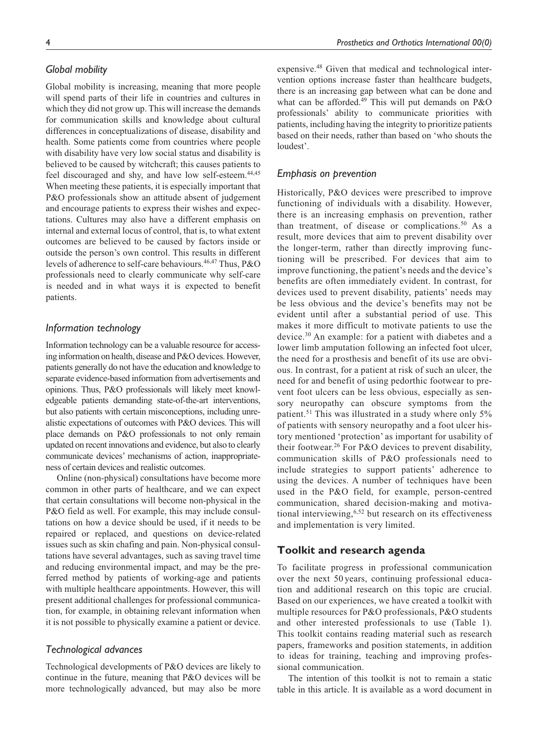### *Global mobility*

Global mobility is increasing, meaning that more people will spend parts of their life in countries and cultures in which they did not grow up. This will increase the demands for communication skills and knowledge about cultural differences in conceptualizations of disease, disability and health. Some patients come from countries where people with disability have very low social status and disability is believed to be caused by witchcraft; this causes patients to feel discouraged and shy, and have low self-esteem.[44,45] When meeting these patients, it is especially important that P&O professionals show an attitude absent of judgement and encourage patients to express their wishes and expectations. Cultures may also have a different emphasis on internal and external locus of control, that is, to what extent outcomes are believed to be caused by factors inside or outside the person's own control. This results in different levels of adherence to self-care behaviours.[46,47] Thus, P&O professionals need to clearly communicate why self-care is needed and in what ways it is expected to benefit patients.

### *Information technology*

Information technology can be a valuable resource for accessing information on health, disease and P&O devices. However, patients generally do not have the education and knowledge to separate evidence-based information from advertisements and opinions. Thus, P&O professionals will likely meet knowledgeable patients demanding state-of-the-art interventions, but also patients with certain misconceptions, including unrealistic expectations of outcomes with P&O devices. This will place demands on P&O professionals to not only remain updated on recent innovations and evidence, but also to clearly communicate devices' mechanisms of action, inappropriateness of certain devices and realistic outcomes.

Online (non-physical) consultations have become more common in other parts of healthcare, and we can expect that certain consultations will become non-physical in the P&O field as well. For example, this may include consultations on how a device should be used, if it needs to be repaired or replaced, and questions on device-related issues such as skin chafing and pain. Non-physical consultations have several advantages, such as saving travel time and reducing environmental impact, and may be the preferred method by patients of working-age and patients with multiple healthcare appointments. However, this will present additional challenges for professional communication, for example, in obtaining relevant information when it is not possible to physically examine a patient or device.

### *Technological advances*

Technological developments of P&O devices are likely to continue in the future, meaning that P&O devices will be more technologically advanced, but may also be more expensive.[48] Given that medical and technological intervention options increase faster than healthcare budgets, there is an increasing gap between what can be done and what can be afforded.[49] This will put demands on P&O professionals' ability to communicate priorities with patients, including having the integrity to prioritize patients based on their needs, rather than based on 'who shouts the loudest'.

### *Emphasis on prevention*

Historically, P&O devices were prescribed to improve functioning of individuals with a disability. However, there is an increasing emphasis on prevention, rather than treatment, of disease or complications.[50] As a result, more devices that aim to prevent disability over the longer-term, rather than directly improving functioning will be prescribed. For devices that aim to improve functioning, the patient's needs and the device's benefits are often immediately evident. In contrast, for devices used to prevent disability, patients' needs may be less obvious and the device's benefits may not be evident until after a substantial period of use. This makes it more difficult to motivate patients to use the device.[30] An example: for a patient with diabetes and a lower limb amputation following an infected foot ulcer, the need for a prosthesis and benefit of its use are obvious. In contrast, for a patient at risk of such an ulcer, the need for and benefit of using pedorthic footwear to prevent foot ulcers can be less obvious, especially as sensory neuropathy can obscure symptoms from the patient.[51] This was illustrated in a study where only 5% of patients with sensory neuropathy and a foot ulcer history mentioned 'protection' as important for usability of their footwear.[26] For P&O devices to prevent disability, communication skills of P&O professionals need to include strategies to support patients' adherence to using the devices. A number of techniques have been used in the P&O field, for example, person-centred communication, shared decision-making and motivational interviewing,[6,52] but research on its effectiveness and implementation is very limited.

## Toolkit and research agenda

To facilitate progress in professional communication over the next 50 years, continuing professional education and additional research on this topic are crucial. Based on our experiences, we have created a toolkit with multiple resources for P&O professionals, P&O students and other interested professionals to use (Table 1). This toolkit contains reading material such as research papers, frameworks and position statements, in addition to ideas for training, teaching and improving professional communication.

The intention of this toolkit is not to remain a static table in this article. It is available as a word document in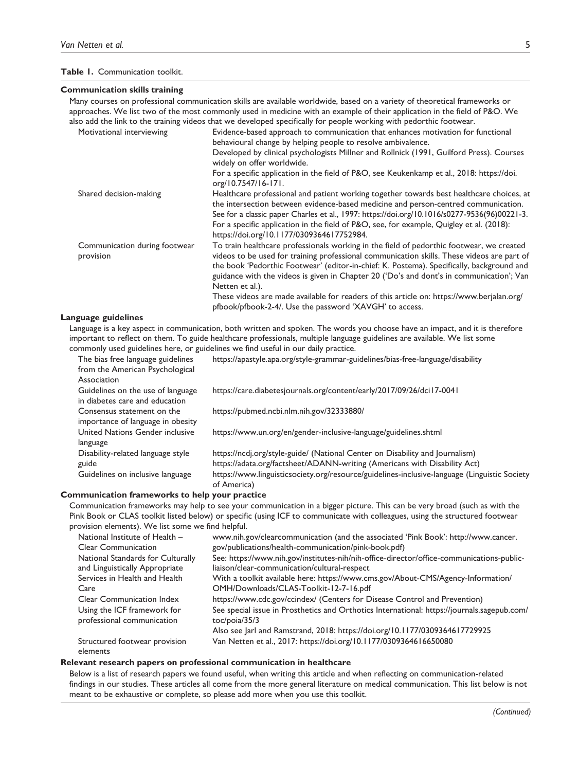**Table 1.** Communication toolkit.

**Communication skills training**

Many courses on professional communication skills are available worldwide, based on a variety of theoretical frameworks or approaches. We list two of the most commonly used in medicine with an example of their application in the field of P&O. We also add the link to the training videos that we developed specifically for people working with pedorthic footwear.

| | |
|---|---|
| Motivational interviewing | Evidence-based approach to communication that enhances motivation for functional behavioural change by helping people to resolve ambivalence.<br>Developed by clinical psychologists Millner and Rollnick (1991, Guilford Press). Courses widely on offer worldwide.<br>For a specific application in the field of P&O, see Keukenkamp et al., 2018: https://doi.org/10.7547/16-171. |
| Shared decision-making | Healthcare professional and patient working together towards best healthcare choices, at the intersection between evidence-based medicine and person-centred communication.<br>See for a classic paper Charles et al., 1997: https://doi.org/10.1016/s0277-9536(96)00221-3.<br>For a specific application in the field of P&O, see, for example, Quigley et al. (2018): https://doi.org/10.1177/0309364617752984. |
| Communication during footwear provision | To train healthcare professionals working in the field of pedorthic footwear, we created videos to be used for training professional communication skills. These videos are part of the book 'Pedorthic Footwear' (editor-in-chief: K. Postema). Specifically, background and guidance with the videos is given in Chapter 20 ('Do's and dont's in communication'; Van Netten et al.).<br>These videos are made available for readers of this article on: https://www.berjalan.org/pfbook/pfbook-2-4/. Use the password 'XAVGH' to access. |

**Language guidelines**

Language is a key aspect in communication, both written and spoken. The words you choose have an impact, and it is therefore important to reflect on them. To guide healthcare professionals, multiple language guidelines are available. We list some commonly used guidelines here, or guidelines we find useful in our daily practice.

| | |
|---|---|
| The bias free language guidelines from the American Psychological Association | https://apastyle.apa.org/style-grammar-guidelines/bias-free-language/disability |
| Guidelines on the use of language in diabetes care and education | https://care.diabetesjournals.org/content/early/2017/09/26/dci17-0041 |
| Consensus statement on the importance of language in obesity | https://pubmed.ncbi.nlm.nih.gov/32333880/ |
| United Nations Gender inclusive language | https://www.un.org/en/gender-inclusive-language/guidelines.shtml |
| Disability-related language style guide | https://ncdj.org/style-guide/ (National Center on Disability and Journalism)<br>https://adata.org/factsheet/ADANN-writing (Americans with Disability Act) |
| Guidelines on inclusive language | https://www.linguisticsociety.org/resource/guidelines-inclusive-language (Linguistic Society of America) |

**Communication frameworks to help your practice**

Communication frameworks may help to see your communication in a bigger picture. This can be very broad (such as with the Pink Book or CLAS toolkit listed below) or specific (using ICF to communicate with colleagues, using the structured footwear provision elements). We list some we find helpful.

| | |
|---|---|
| National Institute of Health – Clear Communication | www.nih.gov/clearcommunication (and the associated 'Pink Book': http://www.cancer.gov/publications/health-communication/pink-book.pdf) |
| National Standards for Culturally and Linguistically Appropriate Services in Health and Health Care | See: https://www.nih.gov/institutes-nih/nih-office-director/office-communications-public-liaison/clear-communication/cultural-respect<br>With a toolkit available here: https://www.cms.gov/About-CMS/Agency-Information/OMH/Downloads/CLAS-Toolkit-12-7-16.pdf |
| Clear Communication Index | https://www.cdc.gov/ccindex/ (Centers for Disease Control and Prevention) |
| Using the ICF framework for professional communication | See special issue in Prosthetics and Orthotics International: https://journals.sagepub.com/toc/poia/35/3<br>Also see Jarl and Ramstrand, 2018: https://doi.org/10.1177/0309364617729925 |
| Structured footwear provision elements | Van Netten et al., 2017: https://doi.org/10.1177/0309364616650080 |

**Relevant research papers on professional communication in healthcare**

Below is a list of research papers we found useful, when writing this article and when reflecting on communication-related findings in our studies. These articles all come from the more general literature on medical communication. This list below is not meant to be exhaustive or complete, so please add more when you use this toolkit.

*(Continued)*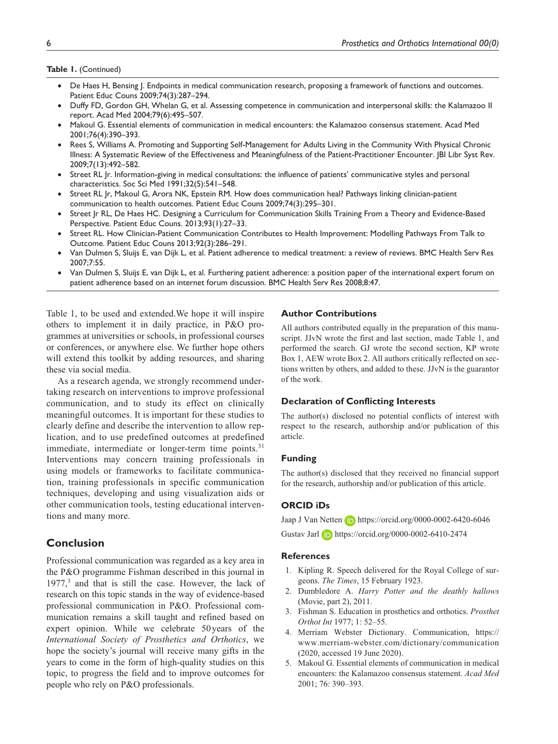**Table 1.** (Continued)

- De Haes H, Bensing J. Endpoints in medical communication research, proposing a framework of functions and outcomes. Patient Educ Couns 2009;74(3):287–294.
- Duffy FD, Gordon GH, Whelan G, et al. Assessing competence in communication and interpersonal skills: the Kalamazoo II report. Acad Med 2004;79(6):495–507.
- Makoul G. Essential elements of communication in medical encounters: the Kalamazoo consensus statement. Acad Med 2001;76(4):390–393.
- Rees S, Williams A. Promoting and Supporting Self-Management for Adults Living in the Community With Physical Chronic Illness: A Systematic Review of the Effectiveness and Meaningfulness of the Patient-Practitioner Encounter. JBI Libr Syst Rev. 2009;7(13):492–582.
- Street RL Jr. Information-giving in medical consultations: the influence of patients' communicative styles and personal characteristics. Soc Sci Med 1991;32(5):541–548.
- Street RL Jr, Makoul G, Arora NK, Epstein RM. How does communication heal? Pathways linking clinician-patient communication to health outcomes. Patient Educ Couns 2009;74(3):295–301.
- Street Jr RL, De Haes HC. Designing a Curriculum for Communication Skills Training From a Theory and Evidence-Based Perspective. Patient Educ Couns. 2013;93(1):27–33.
- Street RL. How Clinician-Patient Communication Contributes to Health Improvement: Modelling Pathways From Talk to Outcome. Patient Educ Couns 2013;92(3):286–291.
- Van Dulmen S, Sluijs E, van Dijk L, et al. Patient adherence to medical treatment: a review of reviews. BMC Health Serv Res 2007;7:55.
- Van Dulmen S, Sluijs E, van Dijk L, et al. Furthering patient adherence: a position paper of the international expert forum on patient adherence based on an internet forum discussion. BMC Health Serv Res 2008;8:47.

Table 1, to be used and extended.We hope it will inspire others to implement it in daily practice, in P&O programmes at universities or schools, in professional courses or conferences, or anywhere else. We further hope others will extend this toolkit by adding resources, and sharing these via social media.

As a research agenda, we strongly recommend undertaking research on interventions to improve professional communication, and to study its effect on clinically meaningful outcomes. It is important for these studies to clearly define and describe the intervention to allow replication, and to use predefined outcomes at predefined immediate, intermediate or longer-term time points.[31] Interventions may concern training professionals in using models or frameworks to facilitate communication, training professionals in specific communication techniques, developing and using visualization aids or other communication tools, testing educational interventions and many more.

## Conclusion

Professional communication was regarded as a key area in the P&O programme Fishman described in this journal in 1977,[3] and that is still the case. However, the lack of research on this topic stands in the way of evidence-based professional communication in P&O. Professional communication remains a skill taught and refined based on expert opinion. While we celebrate 50 years of the *International Society of Prosthetics and Orthotics*, we hope the society's journal will receive many gifts in the years to come in the form of high-quality studies on this topic, to progress the field and to improve outcomes for people who rely on P&O professionals.

### Author Contributions

All authors contributed equally in the preparation of this manuscript. JJvN wrote the first and last section, made Table 1, and performed the search. GJ wrote the second section, KP wrote Box 1, AEW wrote Box 2. All authors critically reflected on sections written by others, and added to these. JJvN is the guarantor of the work.

### Declaration of Conflicting Interests

The author(s) disclosed no potential conflicts of interest with respect to the research, authorship and/or publication of this article.

### Funding

The author(s) disclosed that they received no financial support for the research, authorship and/or publication of this article.

### ORCID iDs

Jaap J Van Netten https://orcid.org/0000-0002-6420-6046

Gustav Jarl https://orcid.org/0000-0002-6410-2474

### References

1. Kipling R. Speech delivered for the Royal College of surgeons. *The Times*, 15 February 1923.
2. Dumbledore A. *Harry Potter and the deathly hallows* (Movie, part 2), 2011.
3. Fishman S. Education in prosthetics and orthotics. *Prosthet Orthot Int* 1977; 1: 52–55.
4. Merriam Webster Dictionary. Communication, https://www.merriam-webster.com/dictionary/communication (2020, accessed 19 June 2020).
5. Makoul G. Essential elements of communication in medical encounters: the Kalamazoo consensus statement. *Acad Med* 2001; 76: 390–393.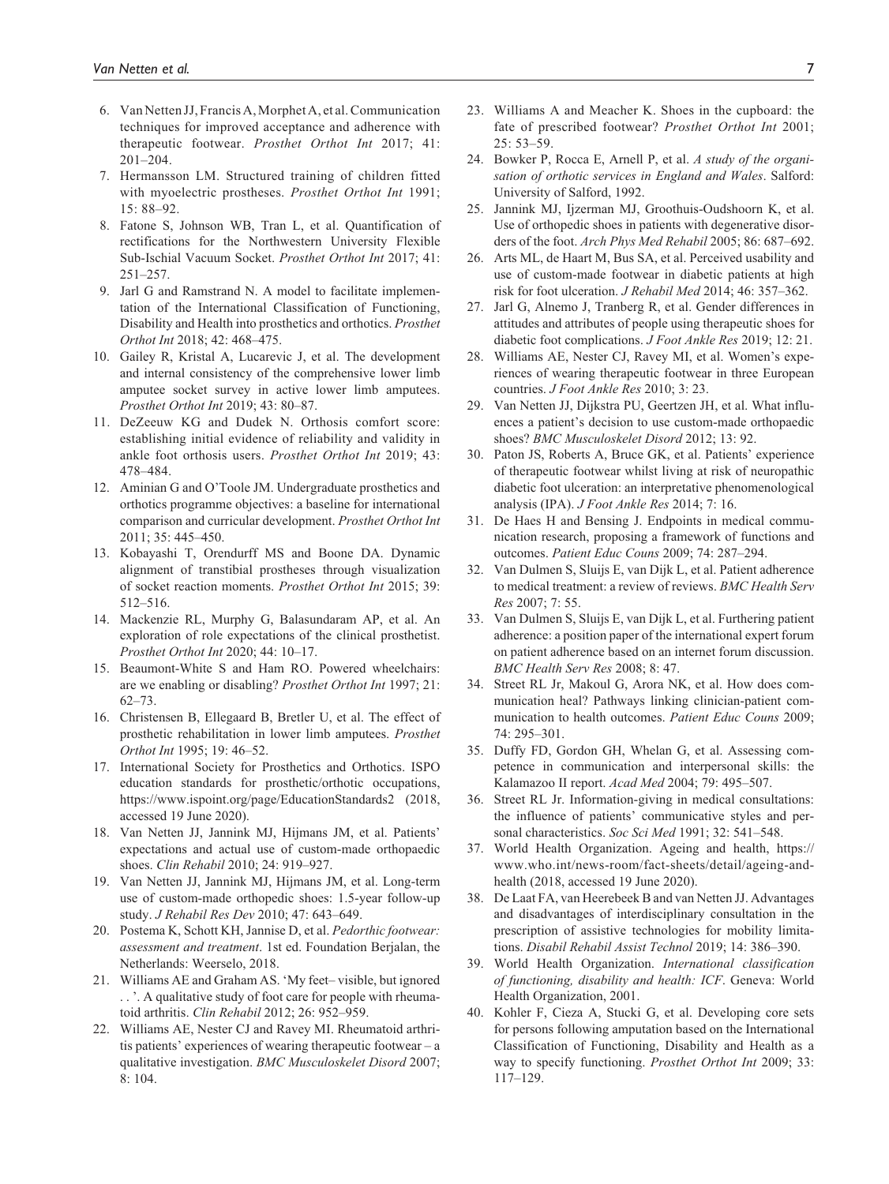6. Van Netten JJ, Francis A, Morphet A, et al. Communication techniques for improved acceptance and adherence with therapeutic footwear. *Prosthet Orthot Int* 2017; 41: 201–204.
7. Hermansson LM. Structured training of children fitted with myoelectric prostheses. *Prosthet Orthot Int* 1991; 15: 88–92.
8. Fatone S, Johnson WB, Tran L, et al. Quantification of rectifications for the Northwestern University Flexible Sub-Ischial Vacuum Socket. *Prosthet Orthot Int* 2017; 41: 251–257.
9. Jarl G and Ramstrand N. A model to facilitate implementation of the International Classification of Functioning, Disability and Health into prosthetics and orthotics. *Prosthet Orthot Int* 2018; 42: 468–475.
10. Gailey R, Kristal A, Lucarevic J, et al. The development and internal consistency of the comprehensive lower limb amputee socket survey in active lower limb amputees. *Prosthet Orthot Int* 2019; 43: 80–87.
11. DeZeeuw KG and Dudek N. Orthosis comfort score: establishing initial evidence of reliability and validity in ankle foot orthosis users. *Prosthet Orthot Int* 2019; 43: 478–484.
12. Aminian G and O'Toole JM. Undergraduate prosthetics and orthotics programme objectives: a baseline for international comparison and curricular development. *Prosthet Orthot Int* 2011; 35: 445–450.
13. Kobayashi T, Orendurff MS and Boone DA. Dynamic alignment of transtibial prostheses through visualization of socket reaction moments. *Prosthet Orthot Int* 2015; 39: 512–516.
14. Mackenzie RL, Murphy G, Balasundaram AP, et al. An exploration of role expectations of the clinical prosthetist. *Prosthet Orthot Int* 2020; 44: 10–17.
15. Beaumont-White S and Ham RO. Powered wheelchairs: are we enabling or disabling? *Prosthet Orthot Int* 1997; 21: 62–73.
16. Christensen B, Ellegaard B, Bretler U, et al. The effect of prosthetic rehabilitation in lower limb amputees. *Prosthet Orthot Int* 1995; 19: 46–52.
17. International Society for Prosthetics and Orthotics. ISPO education standards for prosthetic/orthotic occupations, https://www.ispoint.org/page/EducationStandards2 (2018, accessed 19 June 2020).
18. Van Netten JJ, Jannink MJ, Hijmans JM, et al. Patients' expectations and actual use of custom-made orthopaedic shoes. *Clin Rehabil* 2010; 24: 919–927.
19. Van Netten JJ, Jannink MJ, Hijmans JM, et al. Long-term use of custom-made orthopedic shoes: 1.5-year follow-up study. *J Rehabil Res Dev* 2010; 47: 643–649.
20. Postema K, Schott KH, Jannise D, et al. *Pedorthic footwear: assessment and treatment*. 1st ed. Foundation Berjalan, the Netherlands: Weerselo, 2018.
21. Williams AE and Graham AS. 'My feet– visible, but ignored . . .'. A qualitative study of foot care for people with rheumatoid arthritis. *Clin Rehabil* 2012; 26: 952–959.
22. Williams AE, Nester CJ and Ravey MI. Rheumatoid arthritis patients' experiences of wearing therapeutic footwear – a qualitative investigation. *BMC Musculoskelet Disord* 2007; 8: 104.
23. Williams A and Meacher K. Shoes in the cupboard: the fate of prescribed footwear? *Prosthet Orthot Int* 2001; 25: 53–59.
24. Bowker P, Rocca E, Arnell P, et al. *A study of the organisation of orthotic services in England and Wales*. Salford: University of Salford, 1992.
25. Jannink MJ, Ijzerman MJ, Groothuis-Oudshoorn K, et al. Use of orthopedic shoes in patients with degenerative disorders of the foot. *Arch Phys Med Rehabil* 2005; 86: 687–692.
26. Arts ML, de Haart M, Bus SA, et al. Perceived usability and use of custom-made footwear in diabetic patients at high risk for foot ulceration. *J Rehabil Med* 2014; 46: 357–362.
27. Jarl G, Alnemo J, Tranberg R, et al. Gender differences in attitudes and attributes of people using therapeutic shoes for diabetic foot complications. *J Foot Ankle Res* 2019; 12: 21.
28. Williams AE, Nester CJ, Ravey MI, et al. Women's experiences of wearing therapeutic footwear in three European countries. *J Foot Ankle Res* 2010; 3: 23.
29. Van Netten JJ, Dijkstra PU, Geertzen JH, et al. What influences a patient's decision to use custom-made orthopaedic shoes? *BMC Musculoskelet Disord* 2012; 13: 92.
30. Paton JS, Roberts A, Bruce GK, et al. Patients' experience of therapeutic footwear whilst living at risk of neuropathic diabetic foot ulceration: an interpretative phenomenological analysis (IPA). *J Foot Ankle Res* 2014; 7: 16.
31. De Haes H and Bensing J. Endpoints in medical communication research, proposing a framework of functions and outcomes. *Patient Educ Couns* 2009; 74: 287–294.
32. Van Dulmen S, Sluijs E, van Dijk L, et al. Patient adherence to medical treatment: a review of reviews. *BMC Health Serv Res* 2007; 7: 55.
33. Van Dulmen S, Sluijs E, van Dijk L, et al. Furthering patient adherence: a position paper of the international expert forum on patient adherence based on an internet forum discussion. *BMC Health Serv Res* 2008; 8: 47.
34. Street RL Jr, Makoul G, Arora NK, et al. How does communication heal? Pathways linking clinician-patient communication to health outcomes. *Patient Educ Couns* 2009; 74: 295–301.
35. Duffy FD, Gordon GH, Whelan G, et al. Assessing competence in communication and interpersonal skills: the Kalamazoo II report. *Acad Med* 2004; 79: 495–507.
36. Street RL Jr. Information-giving in medical consultations: the influence of patients' communicative styles and personal characteristics. *Soc Sci Med* 1991; 32: 541–548.
37. World Health Organization. Ageing and health, https://www.who.int/news-room/fact-sheets/detail/ageing-and-health (2018, accessed 19 June 2020).
38. De Laat FA, van Heerebeek B and van Netten JJ. Advantages and disadvantages of interdisciplinary consultation in the prescription of assistive technologies for mobility limitations. *Disabil Rehabil Assist Technol* 2019; 14: 386–390.
39. World Health Organization. *International classification of functioning, disability and health: ICF*. Geneva: World Health Organization, 2001.
40. Kohler F, Cieza A, Stucki G, et al. Developing core sets for persons following amputation based on the International Classification of Functioning, Disability and Health as a way to specify functioning. *Prosthet Orthot Int* 2009; 33: 117–129.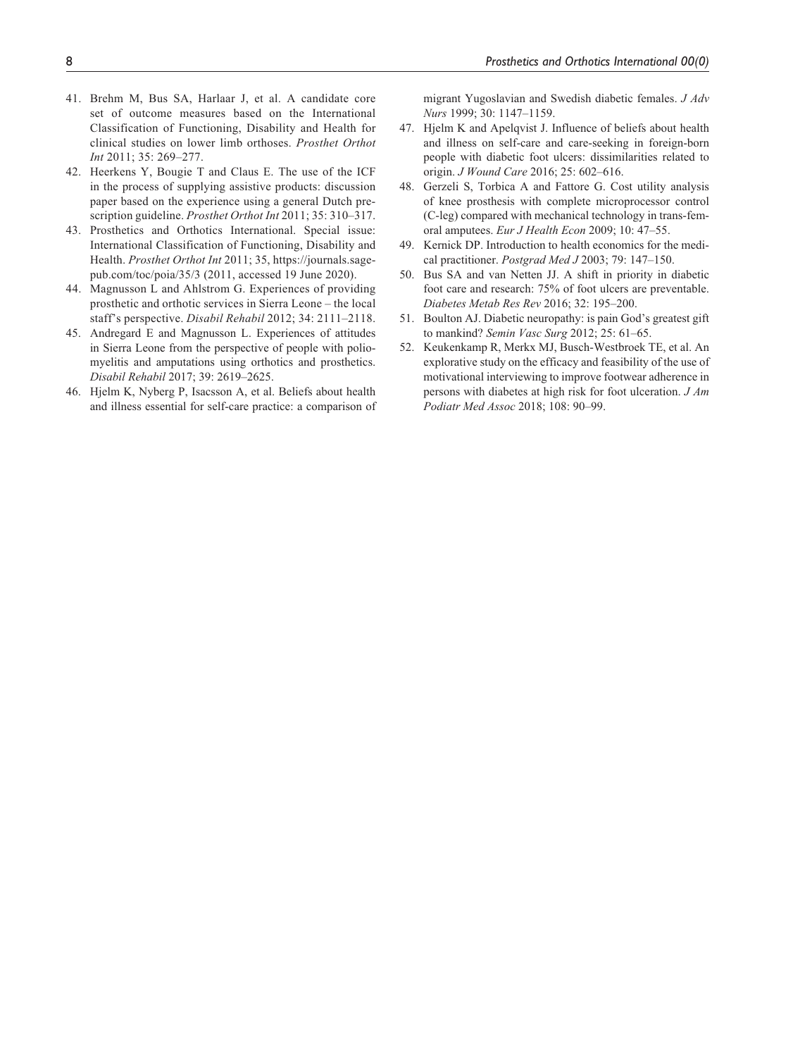41. Brehm M, Bus SA, Harlaar J, et al. A candidate core set of outcome measures based on the International Classification of Functioning, Disability and Health for clinical studies on lower limb orthoses. *Prosthet Orthot Int* 2011; 35: 269–277.
42. Heerkens Y, Bougie T and Claus E. The use of the ICF in the process of supplying assistive products: discussion paper based on the experience using a general Dutch prescription guideline. *Prosthet Orthot Int* 2011; 35: 310–317.
43. Prosthetics and Orthotics International. Special issue: International Classification of Functioning, Disability and Health. *Prosthet Orthot Int* 2011; 35, https://journals.sagepub.com/toc/poia/35/3 (2011, accessed 19 June 2020).
44. Magnusson L and Ahlstrom G. Experiences of providing prosthetic and orthotic services in Sierra Leone – the local staff's perspective. *Disabil Rehabil* 2012; 34: 2111–2118.
45. Andregard E and Magnusson L. Experiences of attitudes in Sierra Leone from the perspective of people with poliomyelitis and amputations using orthotics and prosthetics. *Disabil Rehabil* 2017; 39: 2619–2625.
46. Hjelm K, Nyberg P, Isacsson A, et al. Beliefs about health and illness essential for self-care practice: a comparison of migrant Yugoslavian and Swedish diabetic females. *J Adv Nurs* 1999; 30: 1147–1159.
47. Hjelm K and Apelqvist J. Influence of beliefs about health and illness on self-care and care-seeking in foreign-born people with diabetic foot ulcers: dissimilarities related to origin. *J Wound Care* 2016; 25: 602–616.
48. Gerzeli S, Torbica A and Fattore G. Cost utility analysis of knee prosthesis with complete microprocessor control (C-leg) compared with mechanical technology in trans-femoral amputees. *Eur J Health Econ* 2009; 10: 47–55.
49. Kernick DP. Introduction to health economics for the medical practitioner. *Postgrad Med J* 2003; 79: 147–150.
50. Bus SA and van Netten JJ. A shift in priority in diabetic foot care and research: 75% of foot ulcers are preventable. *Diabetes Metab Res Rev* 2016; 32: 195–200.
51. Boulton AJ. Diabetic neuropathy: is pain God's greatest gift to mankind? *Semin Vasc Surg* 2012; 25: 61–65.
52. Keukenkamp R, Merkx MJ, Busch-Westbroek TE, et al. An explorative study on the efficacy and feasibility of the use of motivational interviewing to improve footwear adherence in persons with diabetes at high risk for foot ulceration. *J Am Podiatr Med Assoc* 2018; 108: 90–99.